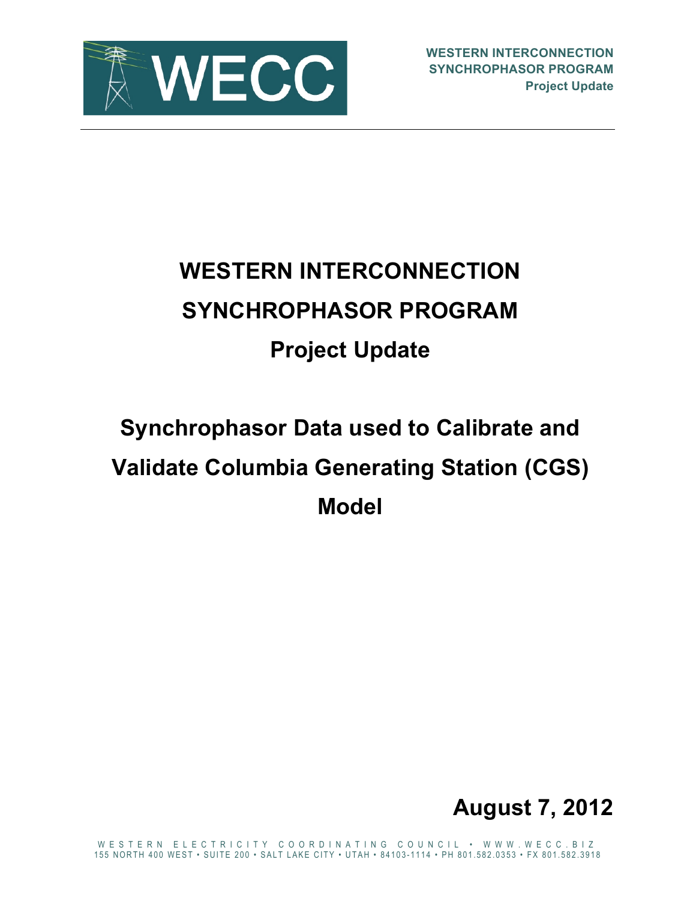# WESTERN INTERCONNECTION SYNCHROPHASOR PROGRAM

## Project Update

## Synchrophasor Data used to Calibrate and Validate Columbia Generating Station (CGS) Model

**August 7, 2012**

WESTERN ELECTRICITY COORDINATING COUNCIL • WWW.WECC.BIZ
155 NORTH 400 WEST • SUITE 200 • SALT LAKE CITY • UTAH • 84103-1114 • PH 801.582.0353 • FX 801.582.3918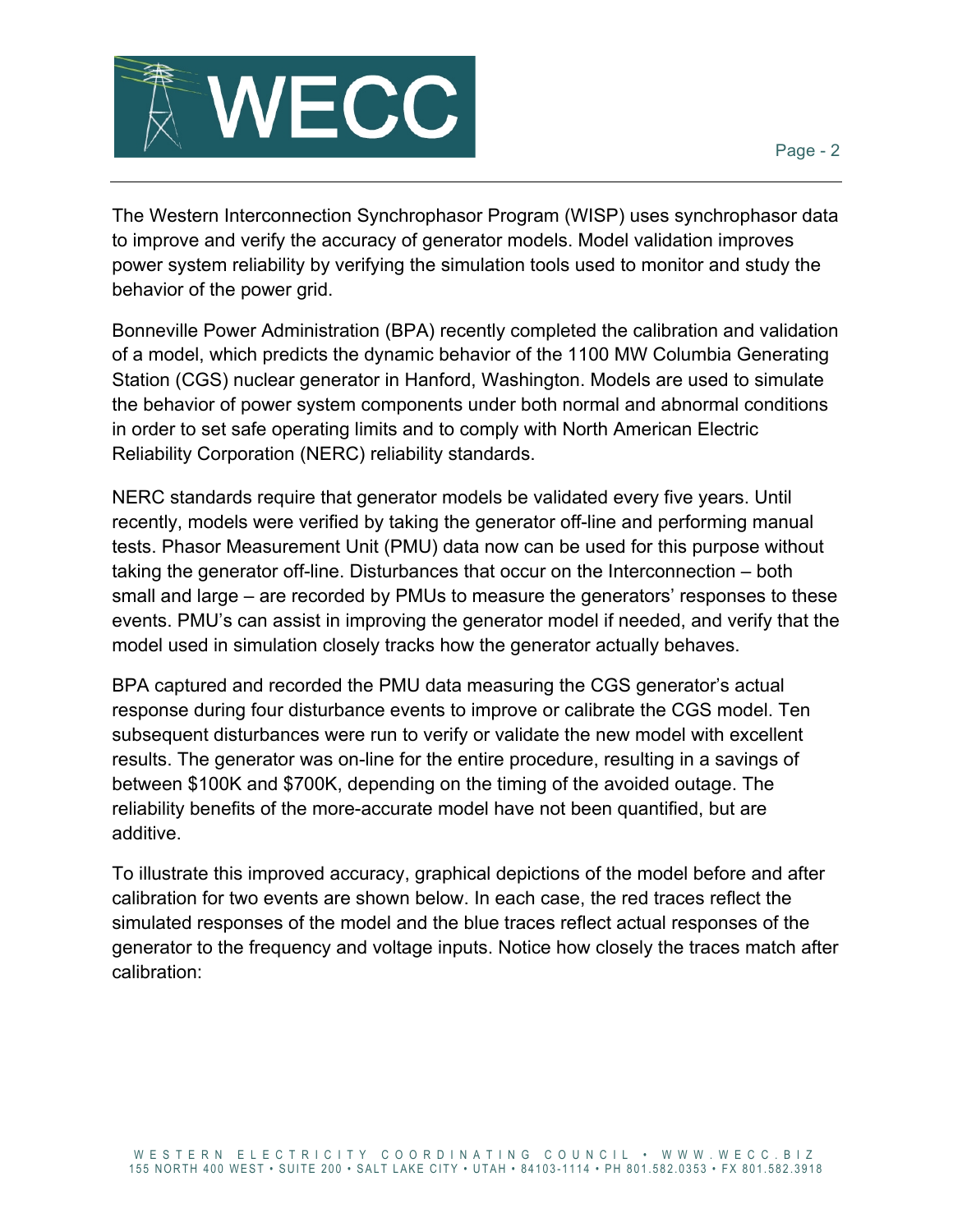The Western Interconnection Synchrophasor Program (WISP) uses synchrophasor data to improve and verify the accuracy of generator models. Model validation improves power system reliability by verifying the simulation tools used to monitor and study the behavior of the power grid.

Bonneville Power Administration (BPA) recently completed the calibration and validation of a model, which predicts the dynamic behavior of the 1100 MW Columbia Generating Station (CGS) nuclear generator in Hanford, Washington. Models are used to simulate the behavior of power system components under both normal and abnormal conditions in order to set safe operating limits and to comply with North American Electric Reliability Corporation (NERC) reliability standards.

NERC standards require that generator models be validated every five years. Until recently, models were verified by taking the generator off-line and performing manual tests. Phasor Measurement Unit (PMU) data now can be used for this purpose without taking the generator off-line. Disturbances that occur on the Interconnection – both small and large – are recorded by PMUs to measure the generators' responses to these events. PMU's can assist in improving the generator model if needed, and verify that the model used in simulation closely tracks how the generator actually behaves.

BPA captured and recorded the PMU data measuring the CGS generator's actual response during four disturbance events to improve or calibrate the CGS model. Ten subsequent disturbances were run to verify or validate the new model with excellent results. The generator was on-line for the entire procedure, resulting in a savings of between $100K and $700K, depending on the timing of the avoided outage. The reliability benefits of the more-accurate model have not been quantified, but are additive.

To illustrate this improved accuracy, graphical depictions of the model before and after calibration for two events are shown below. In each case, the red traces reflect the simulated responses of the model and the blue traces reflect actual responses of the generator to the frequency and voltage inputs. Notice how closely the traces match after calibration: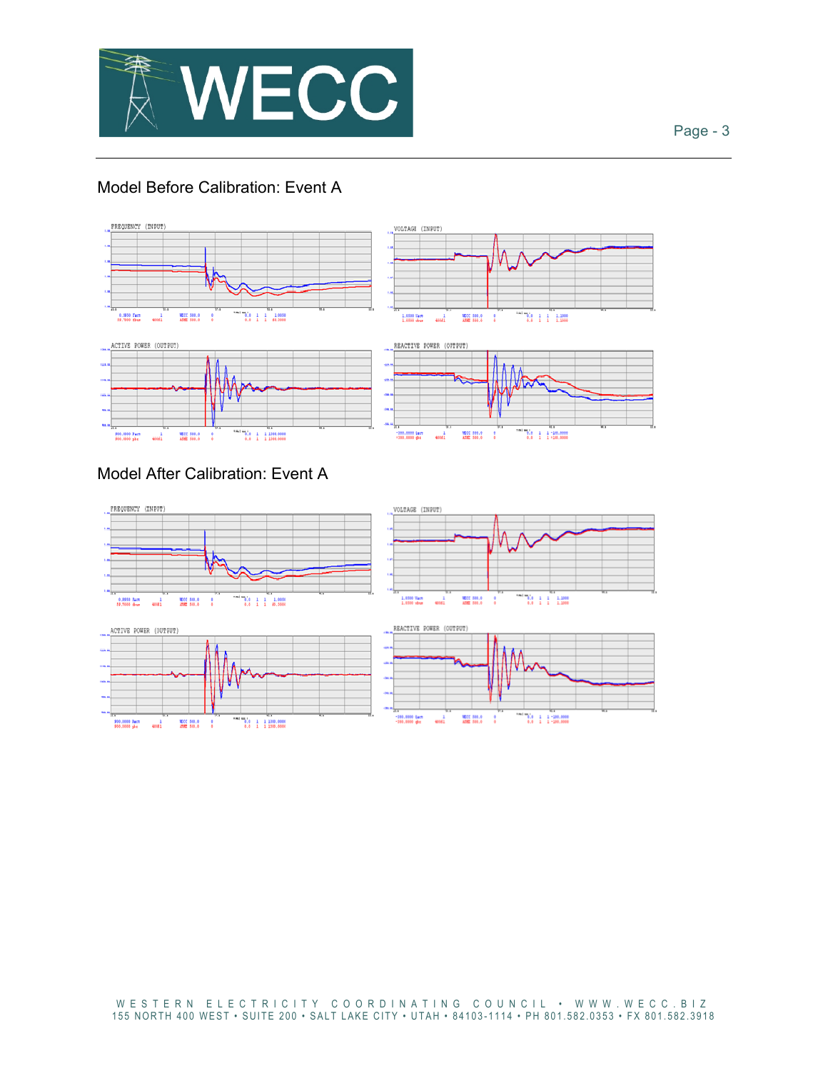## Model Before Calibration: Event A

## Model After Calibration: Event A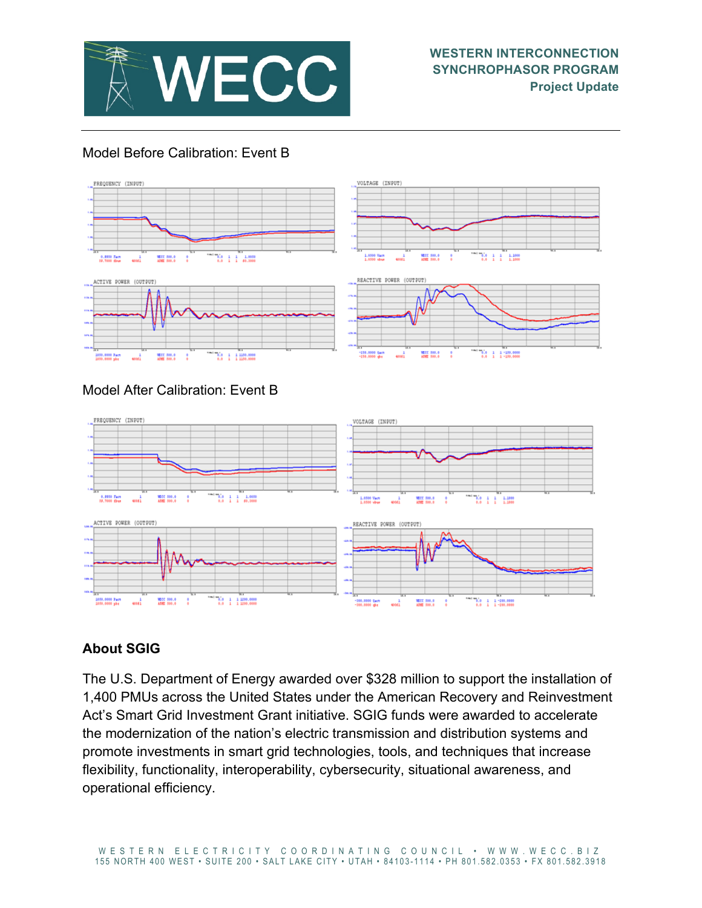Model Before Calibration: Event B

Model After Calibration: Event B

## About SGIG

The U.S. Department of Energy awarded over $328 million to support the installation of 1,400 PMUs across the United States under the American Recovery and Reinvestment Act's Smart Grid Investment Grant initiative. SGIG funds were awarded to accelerate the modernization of the nation's electric transmission and distribution systems and promote investments in smart grid technologies, tools, and techniques that increase flexibility, functionality, interoperability, cybersecurity, situational awareness, and operational efficiency.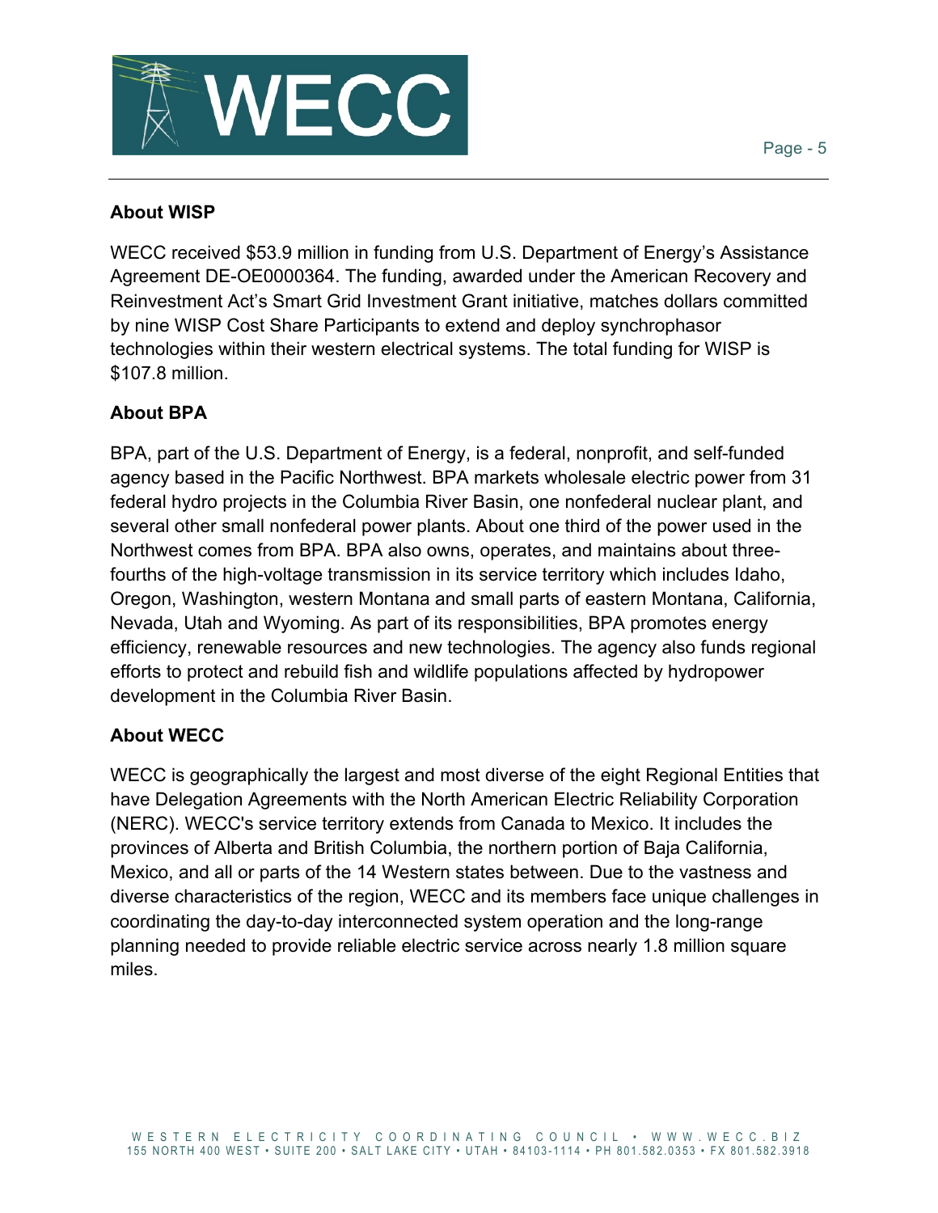**About WISP**

WECC received $53.9 million in funding from U.S. Department of Energy's Assistance Agreement DE-OE0000364. The funding, awarded under the American Recovery and Reinvestment Act's Smart Grid Investment Grant initiative, matches dollars committed by nine WISP Cost Share Participants to extend and deploy synchrophasor technologies within their western electrical systems. The total funding for WISP is $107.8 million.

**About BPA**

BPA, part of the U.S. Department of Energy, is a federal, nonprofit, and self-funded agency based in the Pacific Northwest. BPA markets wholesale electric power from 31 federal hydro projects in the Columbia River Basin, one nonfederal nuclear plant, and several other small nonfederal power plants. About one third of the power used in the Northwest comes from BPA. BPA also owns, operates, and maintains about three-fourths of the high-voltage transmission in its service territory which includes Idaho, Oregon, Washington, western Montana and small parts of eastern Montana, California, Nevada, Utah and Wyoming. As part of its responsibilities, BPA promotes energy efficiency, renewable resources and new technologies. The agency also funds regional efforts to protect and rebuild fish and wildlife populations affected by hydropower development in the Columbia River Basin.

**About WECC**

WECC is geographically the largest and most diverse of the eight Regional Entities that have Delegation Agreements with the North American Electric Reliability Corporation (NERC). WECC's service territory extends from Canada to Mexico. It includes the provinces of Alberta and British Columbia, the northern portion of Baja California, Mexico, and all or parts of the 14 Western states between. Due to the vastness and diverse characteristics of the region, WECC and its members face unique challenges in coordinating the day-to-day interconnected system operation and the long-range planning needed to provide reliable electric service across nearly 1.8 million square miles.